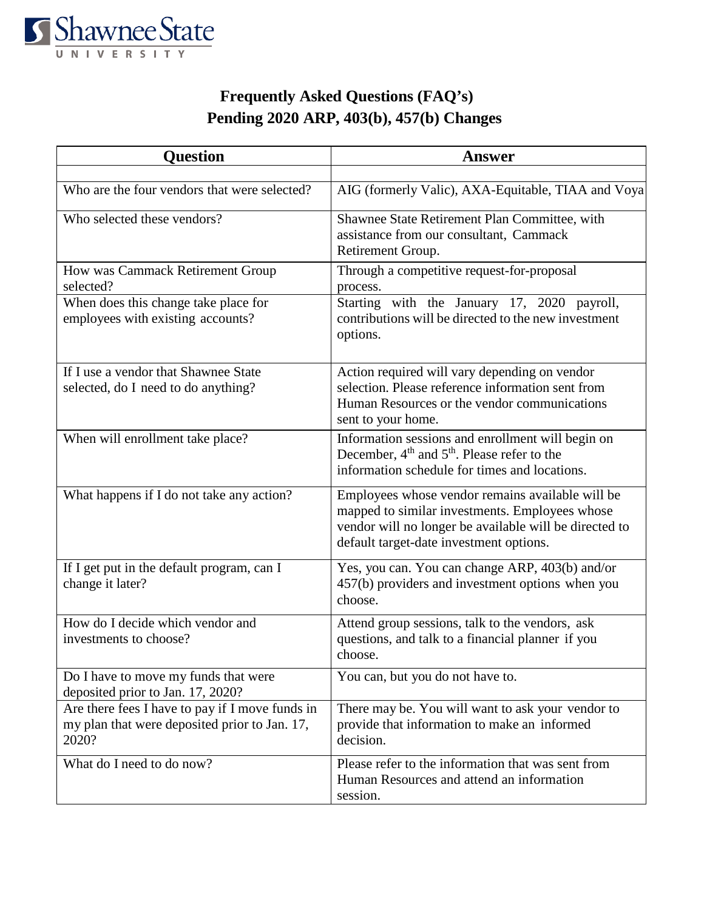Shawnee State UNIVERSITY

# Frequently Asked Questions (FAQ's)
## Pending 2020 ARP, 403(b), 457(b) Changes

| Question | Answer |
| --- | --- |
| | |
| Who are the four vendors that were selected? | AIG (formerly Valic), AXA-Equitable, TIAA and Voya |
| Who selected these vendors? | Shawnee State Retirement Plan Committee, with assistance from our consultant, Cammack Retirement Group. |
| How was Cammack Retirement Group selected? | Through a competitive request-for-proposal process. |
| When does this change take place for employees with existing accounts? | Starting with the January 17, 2020 payroll, contributions will be directed to the new investment options. |
| If I use a vendor that Shawnee State selected, do I need to do anything? | Action required will vary depending on vendor selection. Please reference information sent from Human Resources or the vendor communications sent to your home. |
| When will enrollment take place? | Information sessions and enrollment will begin on December, 4th and 5th. Please refer to the information schedule for times and locations. |
| What happens if I do not take any action? | Employees whose vendor remains available will be mapped to similar investments. Employees whose vendor will no longer be available will be directed to default target-date investment options. |
| If I get put in the default program, can I change it later? | Yes, you can. You can change ARP, 403(b) and/or 457(b) providers and investment options when you choose. |
| How do I decide which vendor and investments to choose? | Attend group sessions, talk to the vendors, ask questions, and talk to a financial planner if you choose. |
| Do I have to move my funds that were deposited prior to Jan. 17, 2020? | You can, but you do not have to. |
| Are there fees I have to pay if I move funds in my plan that were deposited prior to Jan. 17, 2020? | There may be. You will want to ask your vendor to provide that information to make an informed decision. |
| What do I need to do now? | Please refer to the information that was sent from Human Resources and attend an information session. |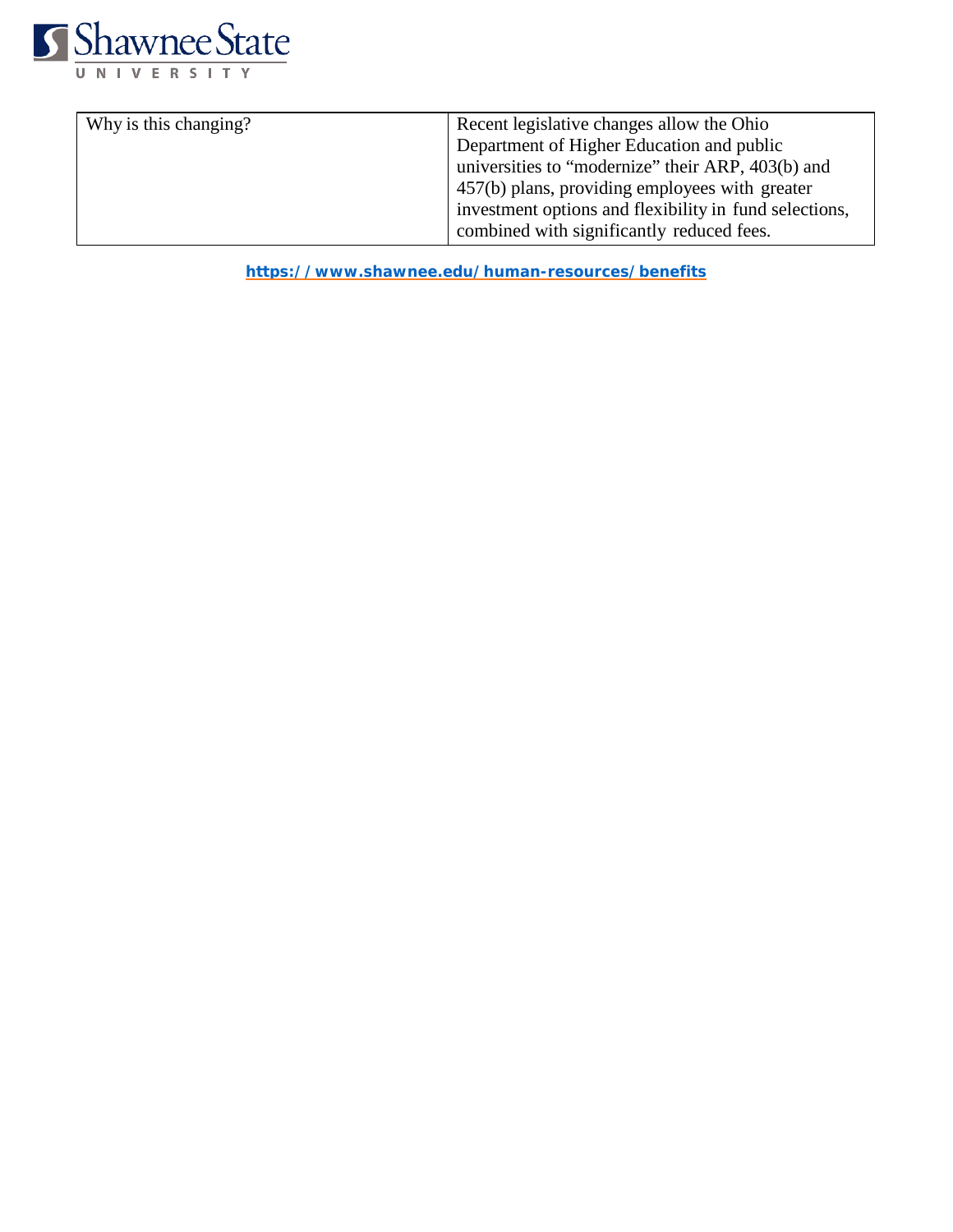| | |
|---|---|
| Why is this changing? | Recent legislative changes allow the Ohio Department of Higher Education and public universities to “modernize” their ARP, 403(b) and 457(b) plans, providing employees with greater investment options and flexibility in fund selections, combined with significantly reduced fees. |

https://www.shawnee.edu/human-resources/benefits